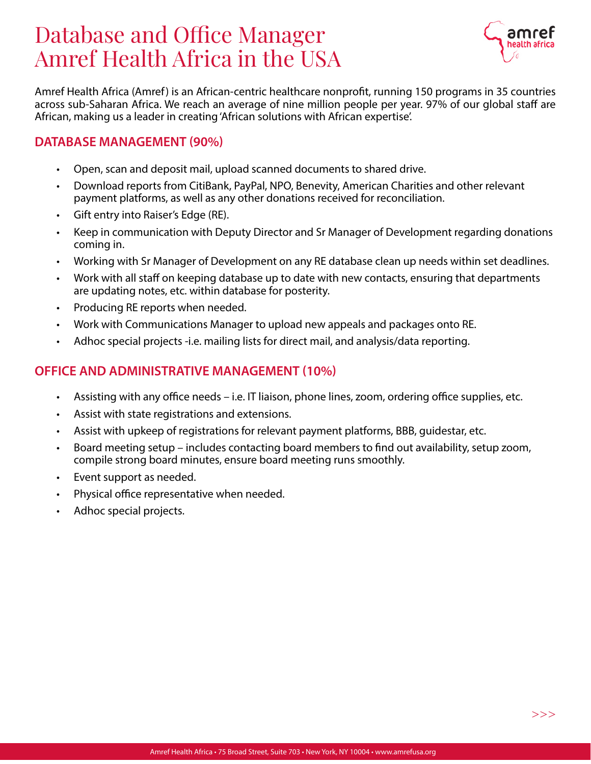# Database and Office Manager
# Amref Health Africa in the USA

Amref Health Africa (Amref) is an African-centric healthcare nonprofit, running 150 programs in 35 countries across sub-Saharan Africa. We reach an average of nine million people per year. 97% of our global staff are African, making us a leader in creating 'African solutions with African expertise'.

## DATABASE MANAGEMENT (90%)

- Open, scan and deposit mail, upload scanned documents to shared drive.
- Download reports from CitiBank, PayPal, NPO, Benevity, American Charities and other relevant payment platforms, as well as any other donations received for reconciliation.
- Gift entry into Raiser's Edge (RE).
- Keep in communication with Deputy Director and Sr Manager of Development regarding donations coming in.
- Working with Sr Manager of Development on any RE database clean up needs within set deadlines.
- Work with all staff on keeping database up to date with new contacts, ensuring that departments are updating notes, etc. within database for posterity.
- Producing RE reports when needed.
- Work with Communications Manager to upload new appeals and packages onto RE.
- Adhoc special projects -i.e. mailing lists for direct mail, and analysis/data reporting.

## OFFICE AND ADMINISTRATIVE MANAGEMENT (10%)

- Assisting with any office needs – i.e. IT liaison, phone lines, zoom, ordering office supplies, etc.
- Assist with state registrations and extensions.
- Assist with upkeep of registrations for relevant payment platforms, BBB, guidestar, etc.
- Board meeting setup – includes contacting board members to find out availability, setup zoom, compile strong board minutes, ensure board meeting runs smoothly.
- Event support as needed.
- Physical office representative when needed.
- Adhoc special projects.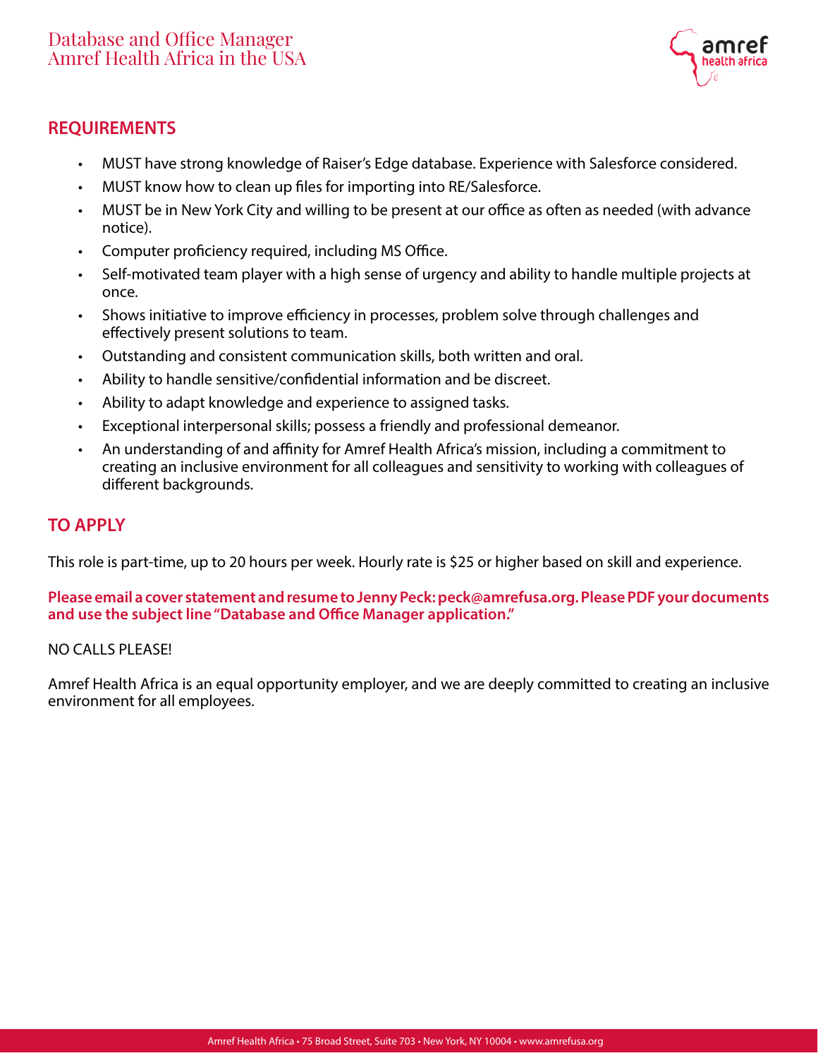## REQUIREMENTS

- MUST have strong knowledge of Raiser's Edge database. Experience with Salesforce considered.
- MUST know how to clean up files for importing into RE/Salesforce.
- MUST be in New York City and willing to be present at our office as often as needed (with advance notice).
- Computer proficiency required, including MS Office.
- Self-motivated team player with a high sense of urgency and ability to handle multiple projects at once.
- Shows initiative to improve efficiency in processes, problem solve through challenges and effectively present solutions to team.
- Outstanding and consistent communication skills, both written and oral.
- Ability to handle sensitive/confidential information and be discreet.
- Ability to adapt knowledge and experience to assigned tasks.
- Exceptional interpersonal skills; possess a friendly and professional demeanor.
- An understanding of and affinity for Amref Health Africa's mission, including a commitment to creating an inclusive environment for all colleagues and sensitivity to working with colleagues of different backgrounds.

## TO APPLY

This role is part-time, up to 20 hours per week. Hourly rate is $25 or higher based on skill and experience.

**Please email a cover statement and resume to Jenny Peck: peck@amrefusa.org. Please PDF your documents and use the subject line "Database and Office Manager application."**

NO CALLS PLEASE!

Amref Health Africa is an equal opportunity employer, and we are deeply committed to creating an inclusive environment for all employees.